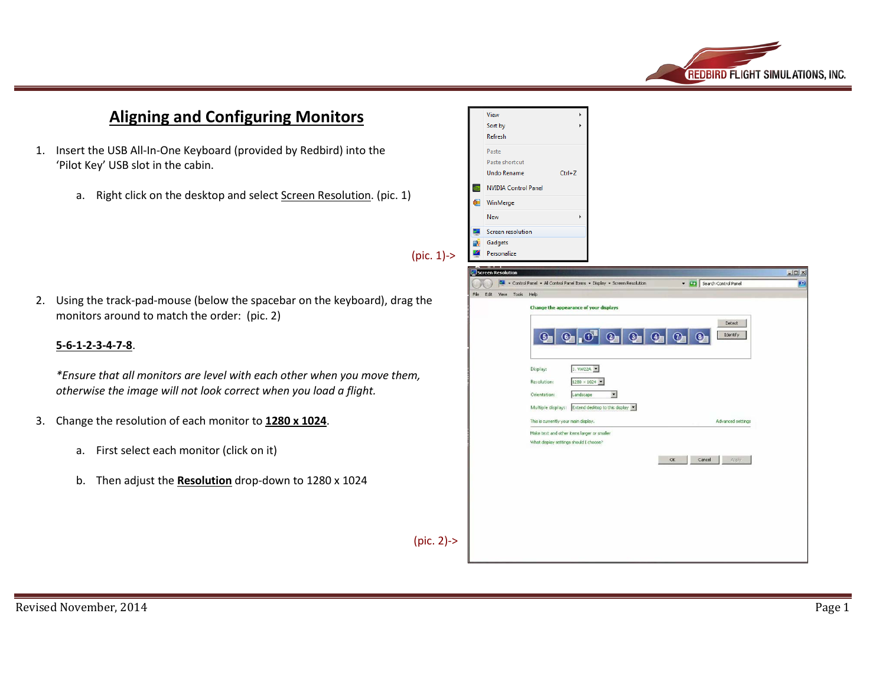# Aligning and Configuring Monitors

1. Insert the USB All-In-One Keyboard (provided by Redbird) into the 'Pilot Key' USB slot in the cabin.

   a. Right click on the desktop and select Screen Resolution. (pic. 1)

(pic. 1)->

2. Using the track-pad-mouse (below the spacebar on the keyboard), drag the monitors around to match the order: (pic. 2)

   **5-6-1-2-3-4-7-8**.

   *\*Ensure that all monitors are level with each other when you move them, otherwise the image will not look correct when you load a flight.*

3. Change the resolution of each monitor to **1280 x 1024**.

   a. First select each monitor (click on it)

   b. Then adjust the **Resolution** drop-down to 1280 x 1024

(pic. 2)->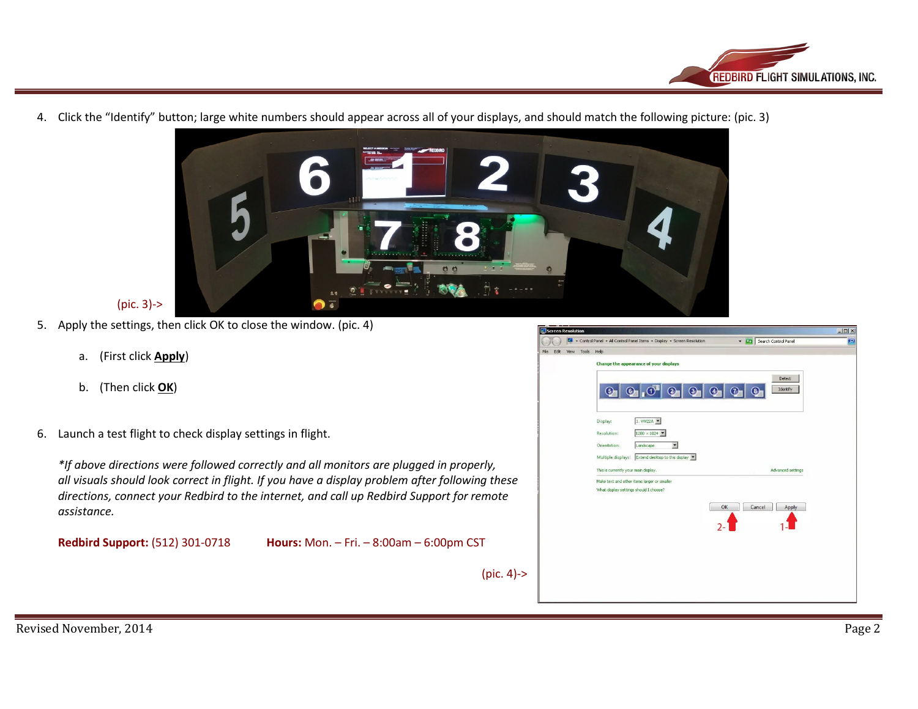4. Click the "Identify" button; large white numbers should appear across all of your displays, and should match the following picture: (pic. 3)

(pic. 3)->

5. Apply the settings, then click OK to close the window. (pic. 4)

   a. (First click **Apply**)

   b. (Then click **OK**)

6. Launch a test flight to check display settings in flight.

   *\*If above directions were followed correctly and all monitors are plugged in properly, all visuals should look correct in flight. If you have a display problem after following these directions, connect your Redbird to the internet, and call up Redbird Support for remote assistance.*

   **Redbird Support:** (512) 301-0718    **Hours:** Mon. – Fri. – 8:00am – 6:00pm CST

(pic. 4)->

Revised November, 2014